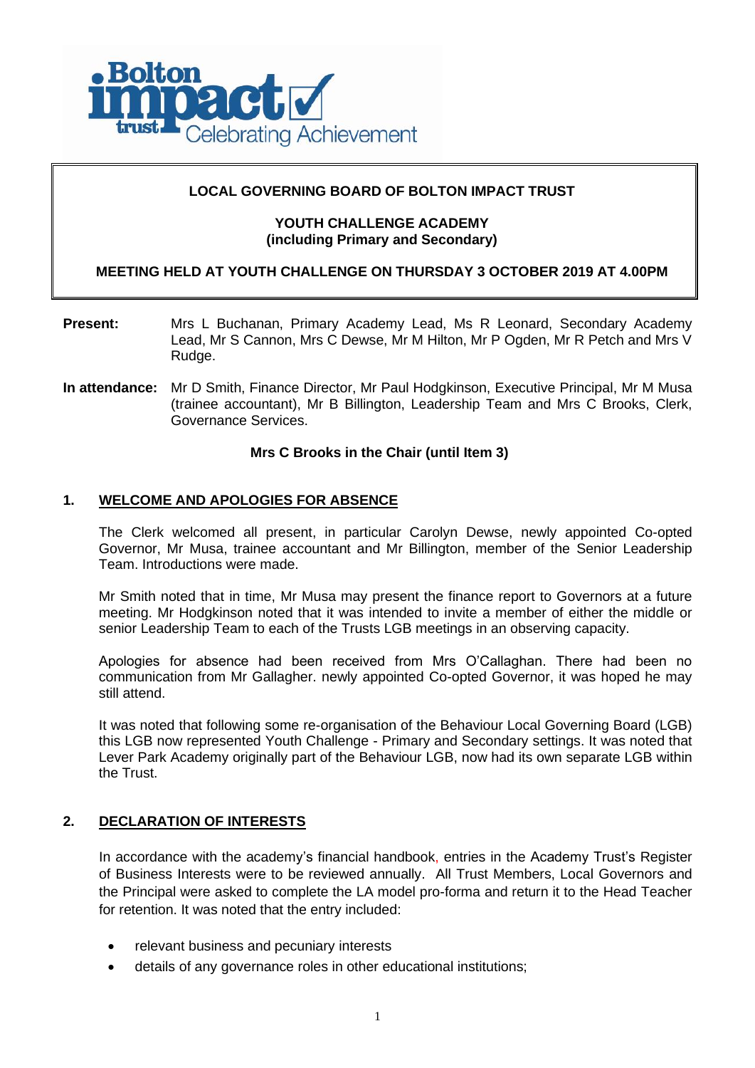**LOCAL GOVERNING BOARD OF BOLTON IMPACT TRUST**

**YOUTH CHALLENGE ACADEMY**
**(including Primary and Secondary)**

**MEETING HELD AT YOUTH CHALLENGE ON THURSDAY 3 OCTOBER 2019 AT 4.00PM**

**Present:** Mrs L Buchanan, Primary Academy Lead, Ms R Leonard, Secondary Academy Lead, Mr S Cannon, Mrs C Dewse, Mr M Hilton, Mr P Ogden, Mr R Petch and Mrs V Rudge.

**In attendance:** Mr D Smith, Finance Director, Mr Paul Hodgkinson, Executive Principal, Mr M Musa (trainee accountant), Mr B Billington, Leadership Team and Mrs C Brooks, Clerk, Governance Services.

**Mrs C Brooks in the Chair (until Item 3)**

## 1. WELCOME AND APOLOGIES FOR ABSENCE

The Clerk welcomed all present, in particular Carolyn Dewse, newly appointed Co-opted Governor, Mr Musa, trainee accountant and Mr Billington, member of the Senior Leadership Team. Introductions were made.

Mr Smith noted that in time, Mr Musa may present the finance report to Governors at a future meeting. Mr Hodgkinson noted that it was intended to invite a member of either the middle or senior Leadership Team to each of the Trusts LGB meetings in an observing capacity.

Apologies for absence had been received from Mrs O'Callaghan. There had been no communication from Mr Gallagher. newly appointed Co-opted Governor, it was hoped he may still attend.

It was noted that following some re-organisation of the Behaviour Local Governing Board (LGB) this LGB now represented Youth Challenge - Primary and Secondary settings. It was noted that Lever Park Academy originally part of the Behaviour LGB, now had its own separate LGB within the Trust.

## 2. DECLARATION OF INTERESTS

In accordance with the academy's financial handbook, entries in the Academy Trust's Register of Business Interests were to be reviewed annually. All Trust Members, Local Governors and the Principal were asked to complete the LA model pro-forma and return it to the Head Teacher for retention. It was noted that the entry included:

- relevant business and pecuniary interests
- details of any governance roles in other educational institutions;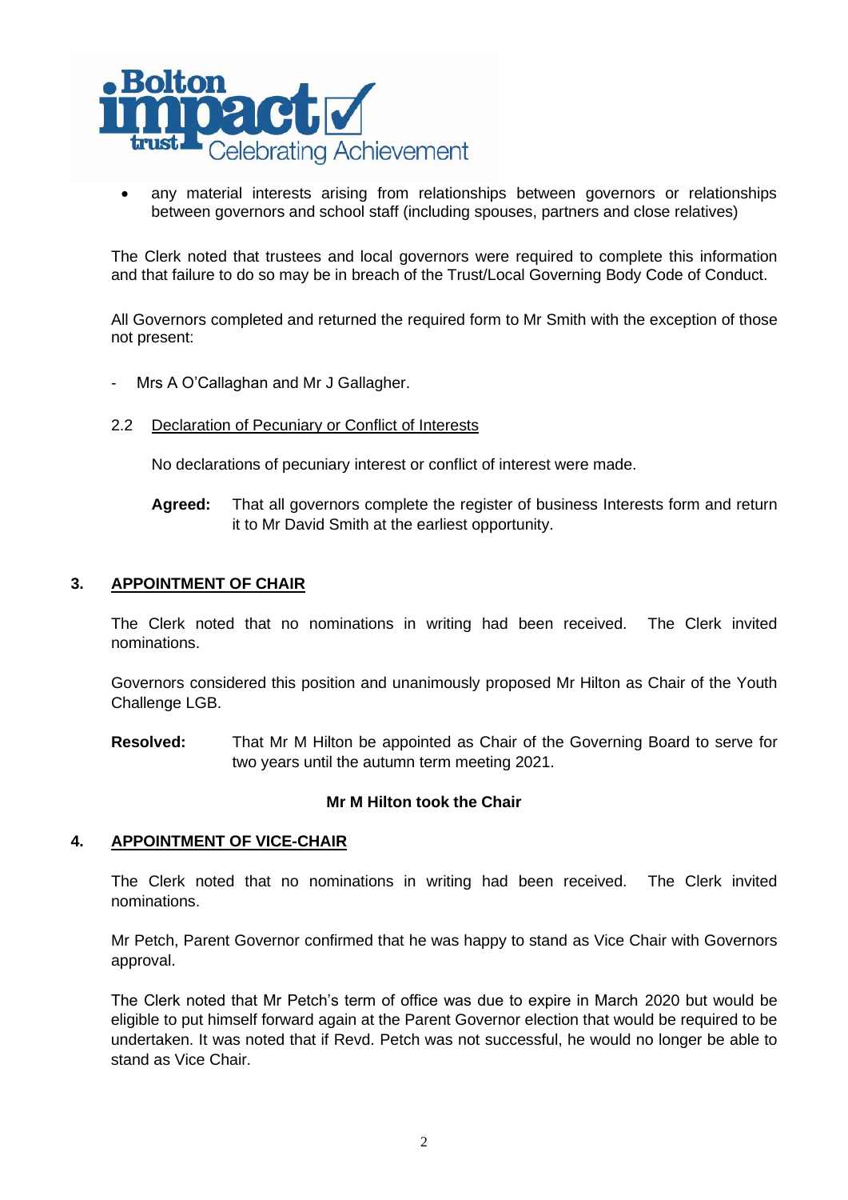- any material interests arising from relationships between governors or relationships between governors and school staff (including spouses, partners and close relatives)

The Clerk noted that trustees and local governors were required to complete this information and that failure to do so may be in breach of the Trust/Local Governing Body Code of Conduct.

All Governors completed and returned the required form to Mr Smith with the exception of those not present:

- Mrs A O'Callaghan and Mr J Gallagher.

2.2 Declaration of Pecuniary or Conflict of Interests

No declarations of pecuniary interest or conflict of interest were made.

**Agreed:** That all governors complete the register of business Interests form and return it to Mr David Smith at the earliest opportunity.

## 3. APPOINTMENT OF CHAIR

The Clerk noted that no nominations in writing had been received. The Clerk invited nominations.

Governors considered this position and unanimously proposed Mr Hilton as Chair of the Youth Challenge LGB.

**Resolved:** That Mr M Hilton be appointed as Chair of the Governing Board to serve for two years until the autumn term meeting 2021.

**Mr M Hilton took the Chair**

## 4. APPOINTMENT OF VICE-CHAIR

The Clerk noted that no nominations in writing had been received. The Clerk invited nominations.

Mr Petch, Parent Governor confirmed that he was happy to stand as Vice Chair with Governors approval.

The Clerk noted that Mr Petch's term of office was due to expire in March 2020 but would be eligible to put himself forward again at the Parent Governor election that would be required to be undertaken. It was noted that if Revd. Petch was not successful, he would no longer be able to stand as Vice Chair.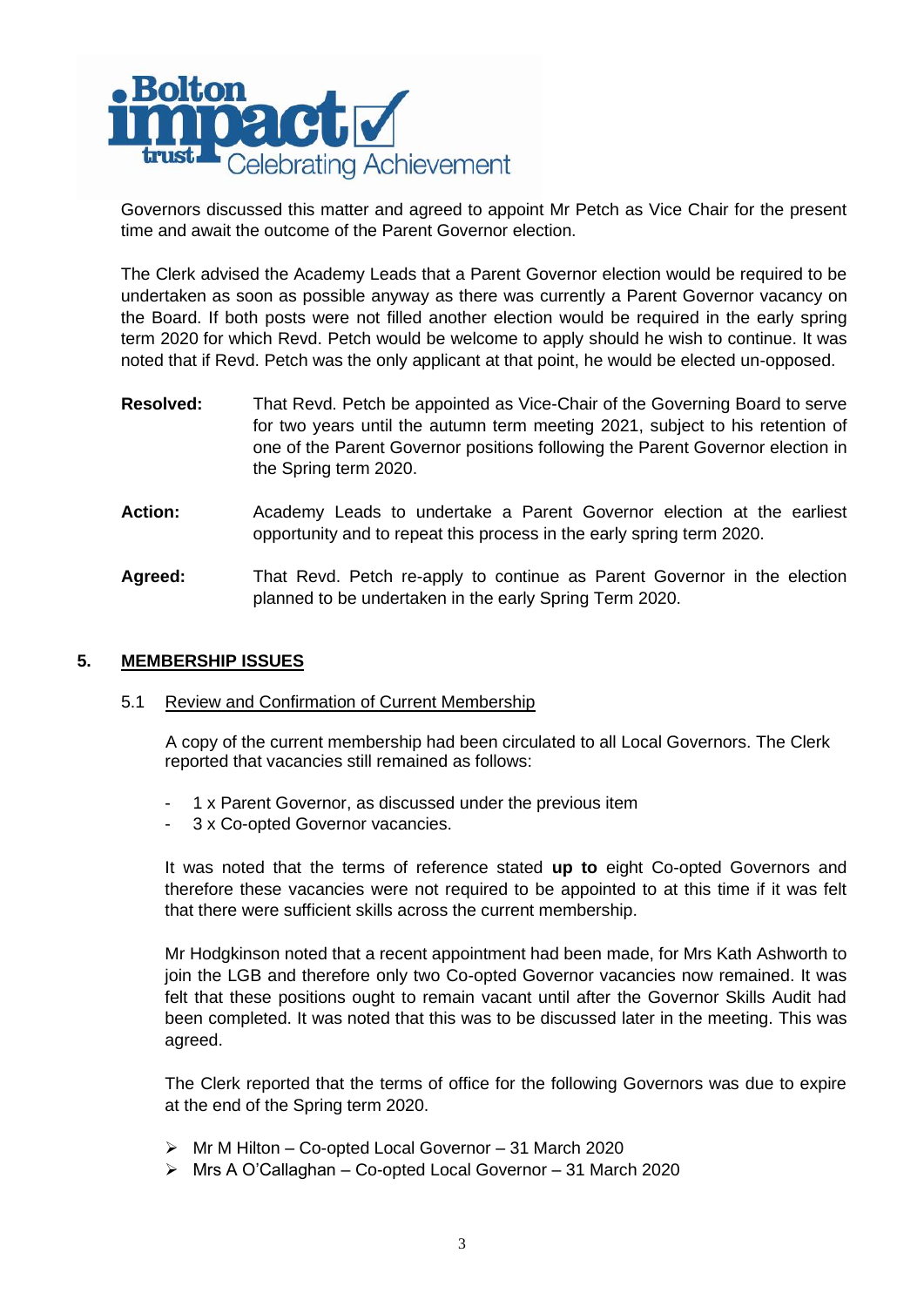Governors discussed this matter and agreed to appoint Mr Petch as Vice Chair for the present time and await the outcome of the Parent Governor election.

The Clerk advised the Academy Leads that a Parent Governor election would be required to be undertaken as soon as possible anyway as there was currently a Parent Governor vacancy on the Board. If both posts were not filled another election would be required in the early spring term 2020 for which Revd. Petch would be welcome to apply should he wish to continue. It was noted that if Revd. Petch was the only applicant at that point, he would be elected un-opposed.

**Resolved:** That Revd. Petch be appointed as Vice-Chair of the Governing Board to serve for two years until the autumn term meeting 2021, subject to his retention of one of the Parent Governor positions following the Parent Governor election in the Spring term 2020.

**Action:** Academy Leads to undertake a Parent Governor election at the earliest opportunity and to repeat this process in the early spring term 2020.

**Agreed:** That Revd. Petch re-apply to continue as Parent Governor in the election planned to be undertaken in the early Spring Term 2020.

## 5. MEMBERSHIP ISSUES

### 5.1 Review and Confirmation of Current Membership

A copy of the current membership had been circulated to all Local Governors. The Clerk reported that vacancies still remained as follows:

- 1 x Parent Governor, as discussed under the previous item
- 3 x Co-opted Governor vacancies.

It was noted that the terms of reference stated **up to** eight Co-opted Governors and therefore these vacancies were not required to be appointed to at this time if it was felt that there were sufficient skills across the current membership.

Mr Hodgkinson noted that a recent appointment had been made, for Mrs Kath Ashworth to join the LGB and therefore only two Co-opted Governor vacancies now remained. It was felt that these positions ought to remain vacant until after the Governor Skills Audit had been completed. It was noted that this was to be discussed later in the meeting. This was agreed.

The Clerk reported that the terms of office for the following Governors was due to expire at the end of the Spring term 2020.

- Mr M Hilton – Co-opted Local Governor – 31 March 2020
- Mrs A O'Callaghan – Co-opted Local Governor – 31 March 2020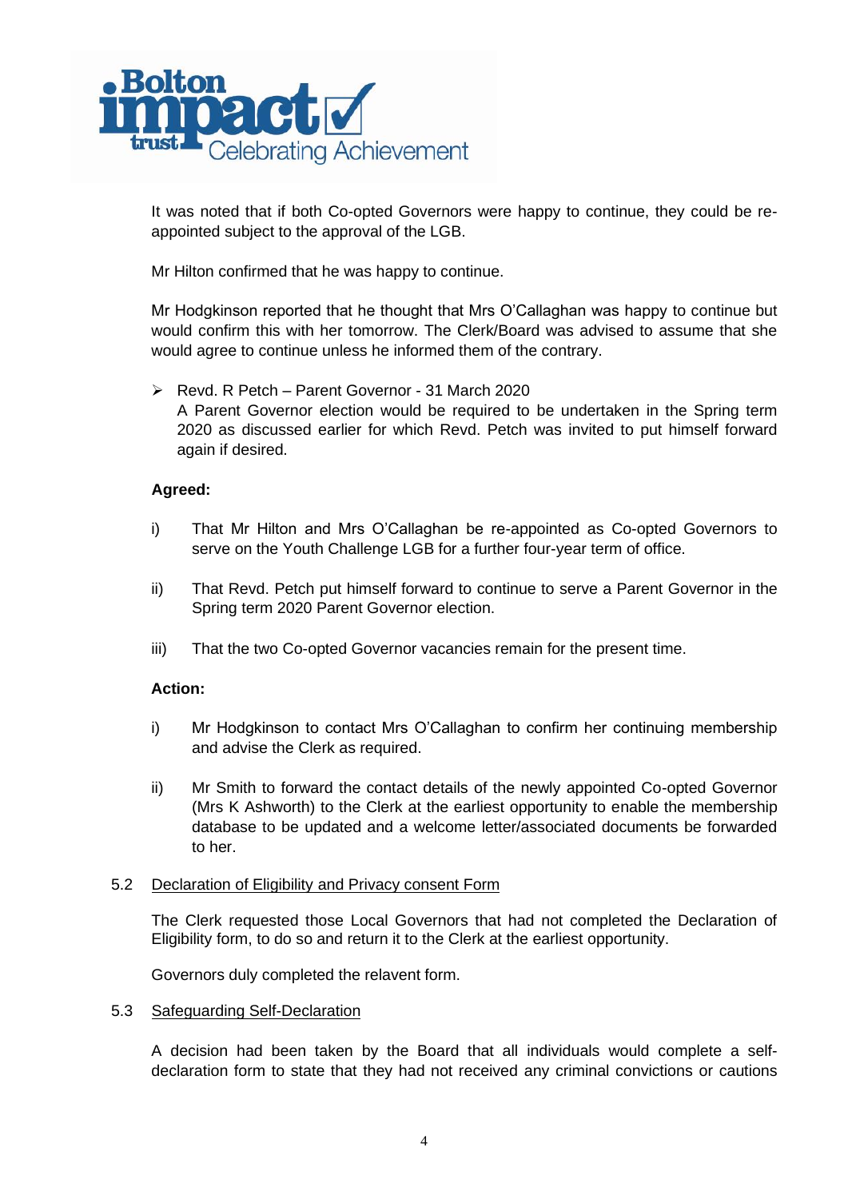It was noted that if both Co-opted Governors were happy to continue, they could be re-appointed subject to the approval of the LGB.

Mr Hilton confirmed that he was happy to continue.

Mr Hodgkinson reported that he thought that Mrs O'Callaghan was happy to continue but would confirm this with her tomorrow. The Clerk/Board was advised to assume that she would agree to continue unless he informed them of the contrary.

- Revd. R Petch – Parent Governor - 31 March 2020
  A Parent Governor election would be required to be undertaken in the Spring term 2020 as discussed earlier for which Revd. Petch was invited to put himself forward again if desired.

**Agreed:**

i) That Mr Hilton and Mrs O'Callaghan be re-appointed as Co-opted Governors to serve on the Youth Challenge LGB for a further four-year term of office.

ii) That Revd. Petch put himself forward to continue to serve a Parent Governor in the Spring term 2020 Parent Governor election.

iii) That the two Co-opted Governor vacancies remain for the present time.

**Action:**

i) Mr Hodgkinson to contact Mrs O'Callaghan to confirm her continuing membership and advise the Clerk as required.

ii) Mr Smith to forward the contact details of the newly appointed Co-opted Governor (Mrs K Ashworth) to the Clerk at the earliest opportunity to enable the membership database to be updated and a welcome letter/associated documents be forwarded to her.

5.2 Declaration of Eligibility and Privacy consent Form

The Clerk requested those Local Governors that had not completed the Declaration of Eligibility form, to do so and return it to the Clerk at the earliest opportunity.

Governors duly completed the relavent form.

5.3 Safeguarding Self-Declaration

A decision had been taken by the Board that all individuals would complete a self-declaration form to state that they had not received any criminal convictions or cautions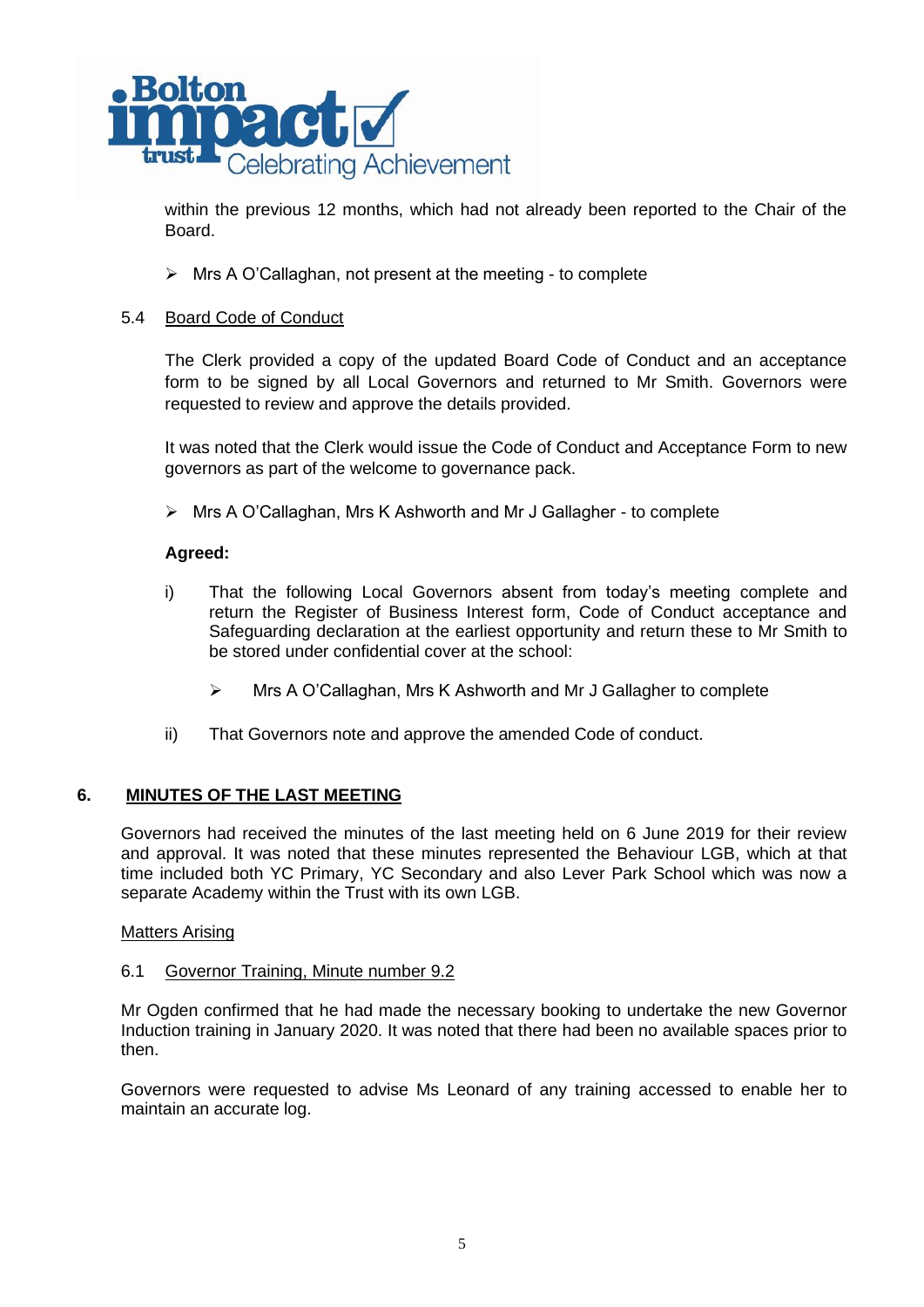within the previous 12 months, which had not already been reported to the Chair of the Board.

- Mrs A O'Callaghan, not present at the meeting - to complete

5.4 Board Code of Conduct

The Clerk provided a copy of the updated Board Code of Conduct and an acceptance form to be signed by all Local Governors and returned to Mr Smith. Governors were requested to review and approve the details provided.

It was noted that the Clerk would issue the Code of Conduct and Acceptance Form to new governors as part of the welcome to governance pack.

- Mrs A O'Callaghan, Mrs K Ashworth and Mr J Gallagher - to complete

**Agreed:**

i) That the following Local Governors absent from today's meeting complete and return the Register of Business Interest form, Code of Conduct acceptance and Safeguarding declaration at the earliest opportunity and return these to Mr Smith to be stored under confidential cover at the school:

   - Mrs A O'Callaghan, Mrs K Ashworth and Mr J Gallagher to complete

ii) That Governors note and approve the amended Code of conduct.

## 6. MINUTES OF THE LAST MEETING

Governors had received the minutes of the last meeting held on 6 June 2019 for their review and approval. It was noted that these minutes represented the Behaviour LGB, which at that time included both YC Primary, YC Secondary and also Lever Park School which was now a separate Academy within the Trust with its own LGB.

Matters Arising

6.1 Governor Training, Minute number 9.2

Mr Ogden confirmed that he had made the necessary booking to undertake the new Governor Induction training in January 2020. It was noted that there had been no available spaces prior to then.

Governors were requested to advise Ms Leonard of any training accessed to enable her to maintain an accurate log.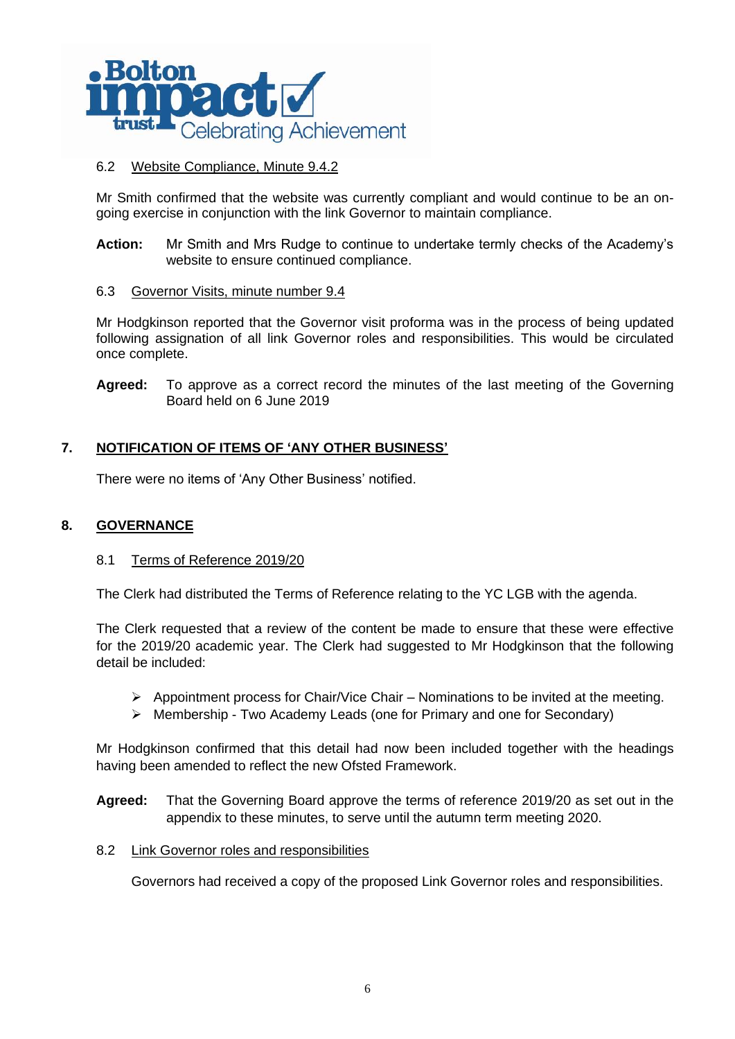#### 6.2 Website Compliance, Minute 9.4.2

Mr Smith confirmed that the website was currently compliant and would continue to be an on-going exercise in conjunction with the link Governor to maintain compliance.

**Action:** Mr Smith and Mrs Rudge to continue to undertake termly checks of the Academy's website to ensure continued compliance.

#### 6.3 Governor Visits, minute number 9.4

Mr Hodgkinson reported that the Governor visit proforma was in the process of being updated following assignation of all link Governor roles and responsibilities. This would be circulated once complete.

**Agreed:** To approve as a correct record the minutes of the last meeting of the Governing Board held on 6 June 2019

## 7. NOTIFICATION OF ITEMS OF 'ANY OTHER BUSINESS'

There were no items of 'Any Other Business' notified.

## 8. GOVERNANCE

#### 8.1 Terms of Reference 2019/20

The Clerk had distributed the Terms of Reference relating to the YC LGB with the agenda.

The Clerk requested that a review of the content be made to ensure that these were effective for the 2019/20 academic year. The Clerk had suggested to Mr Hodgkinson that the following detail be included:

- Appointment process for Chair/Vice Chair – Nominations to be invited at the meeting.
- Membership - Two Academy Leads (one for Primary and one for Secondary)

Mr Hodgkinson confirmed that this detail had now been included together with the headings having been amended to reflect the new Ofsted Framework.

**Agreed:** That the Governing Board approve the terms of reference 2019/20 as set out in the appendix to these minutes, to serve until the autumn term meeting 2020.

#### 8.2 Link Governor roles and responsibilities

Governors had received a copy of the proposed Link Governor roles and responsibilities.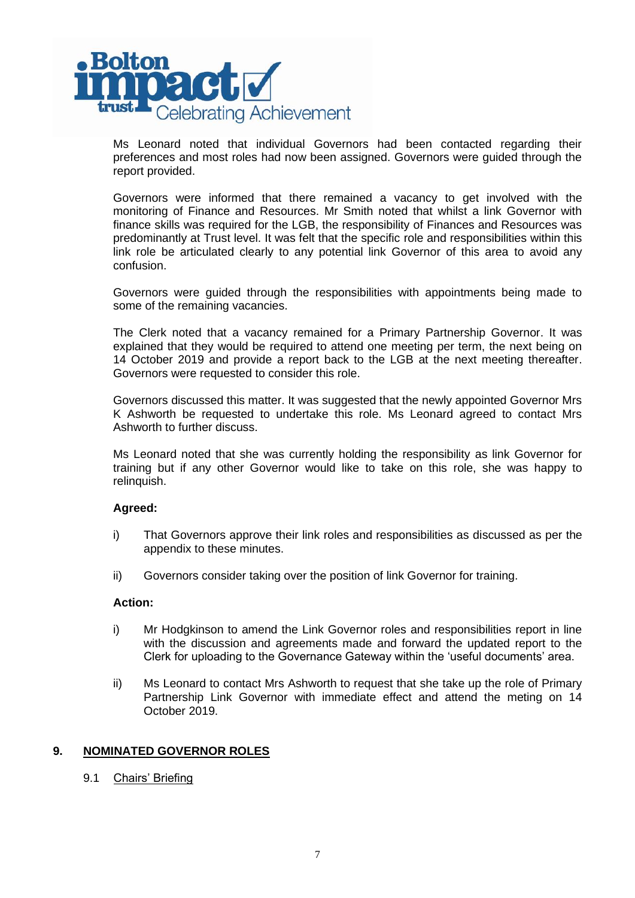Ms Leonard noted that individual Governors had been contacted regarding their preferences and most roles had now been assigned. Governors were guided through the report provided.

Governors were informed that there remained a vacancy to get involved with the monitoring of Finance and Resources. Mr Smith noted that whilst a link Governor with finance skills was required for the LGB, the responsibility of Finances and Resources was predominantly at Trust level. It was felt that the specific role and responsibilities within this link role be articulated clearly to any potential link Governor of this area to avoid any confusion.

Governors were guided through the responsibilities with appointments being made to some of the remaining vacancies.

The Clerk noted that a vacancy remained for a Primary Partnership Governor. It was explained that they would be required to attend one meeting per term, the next being on 14 October 2019 and provide a report back to the LGB at the next meeting thereafter. Governors were requested to consider this role.

Governors discussed this matter. It was suggested that the newly appointed Governor Mrs K Ashworth be requested to undertake this role. Ms Leonard agreed to contact Mrs Ashworth to further discuss.

Ms Leonard noted that she was currently holding the responsibility as link Governor for training but if any other Governor would like to take on this role, she was happy to relinquish.

**Agreed:**

i) That Governors approve their link roles and responsibilities as discussed as per the appendix to these minutes.

ii) Governors consider taking over the position of link Governor for training.

**Action:**

i) Mr Hodgkinson to amend the Link Governor roles and responsibilities report in line with the discussion and agreements made and forward the updated report to the Clerk for uploading to the Governance Gateway within the 'useful documents' area.

ii) Ms Leonard to contact Mrs Ashworth to request that she take up the role of Primary Partnership Link Governor with immediate effect and attend the meting on 14 October 2019.

## 9. NOMINATED GOVERNOR ROLES

### 9.1 Chairs' Briefing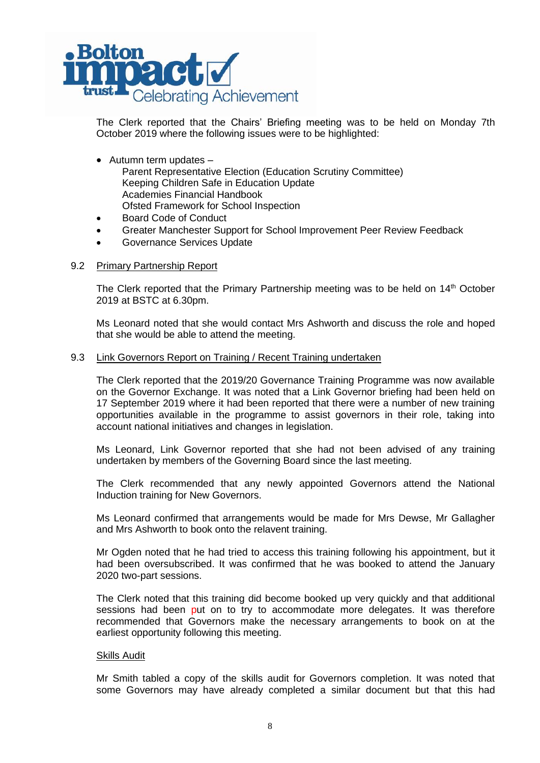The Clerk reported that the Chairs' Briefing meeting was to be held on Monday 7th October 2019 where the following issues were to be highlighted:

- Autum term updates –
  - Parent Representative Election (Education Scrutiny Committee)
  - Keeping Children Safe in Education Update
  - Academies Financial Handbook
  - Ofsted Framework for School Inspection
- Board Code of Conduct
- Greater Manchester Support for School Improvement Peer Review Feedback
- Governance Services Update

9.2 Primary Partnership Report

The Clerk reported that the Primary Partnership meeting was to be held on 14th October 2019 at BSTC at 6.30pm.

Ms Leonard noted that she would contact Mrs Ashworth and discuss the role and hoped that she would be able to attend the meeting.

9.3 Link Governors Report on Training / Recent Training undertaken

The Clerk reported that the 2019/20 Governance Training Programme was now available on the Governor Exchange. It was noted that a Link Governor briefing had been held on 17 September 2019 where it had been reported that there were a number of new training opportunities available in the programme to assist governors in their role, taking into account national initiatives and changes in legislation.

Ms Leonard, Link Governor reported that she had not been advised of any training undertaken by members of the Governing Board since the last meeting.

The Clerk recommended that any newly appointed Governors attend the National Induction training for New Governors.

Ms Leonard confirmed that arrangements would be made for Mrs Dewse, Mr Gallagher and Mrs Ashworth to book onto the relavent training.

Mr Ogden noted that he had tried to access this training following his appointment, but it had been oversubscribed. It was confirmed that he was booked to attend the January 2020 two-part sessions.

The Clerk noted that this training did become booked up very quickly and that additional sessions had been put on to try to accommodate more delegates. It was therefore recommended that Governors make the necessary arrangements to book on at the earliest opportunity following this meeting.

Skills Audit

Mr Smith tabled a copy of the skills audit for Governors completion. It was noted that some Governors may have already completed a similar document but that this had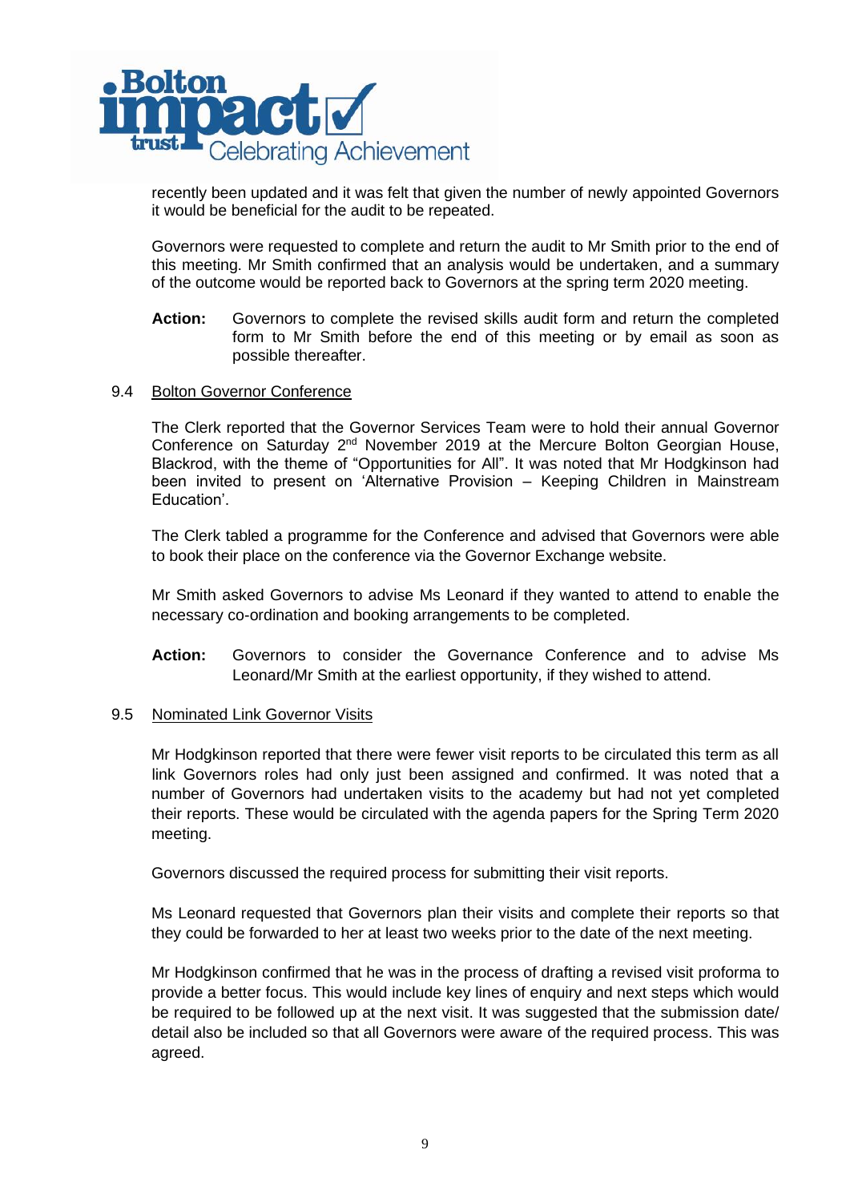recently been updated and it was felt that given the number of newly appointed Governors it would be beneficial for the audit to be repeated.

Governors were requested to complete and return the audit to Mr Smith prior to the end of this meeting. Mr Smith confirmed that an analysis would be undertaken, and a summary of the outcome would be reported back to Governors at the spring term 2020 meeting.

**Action:** Governors to complete the revised skills audit form and return the completed form to Mr Smith before the end of this meeting or by email as soon as possible thereafter.

9.4 Bolton Governor Conference

The Clerk reported that the Governor Services Team were to hold their annual Governor Conference on Saturday 2nd November 2019 at the Mercure Bolton Georgian House, Blackrod, with the theme of "Opportunities for All". It was noted that Mr Hodgkinson had been invited to present on 'Alternative Provision – Keeping Children in Mainstream Education'.

The Clerk tabled a programme for the Conference and advised that Governors were able to book their place on the conference via the Governor Exchange website.

Mr Smith asked Governors to advise Ms Leonard if they wanted to attend to enable the necessary co-ordination and booking arrangements to be completed.

**Action:** Governors to consider the Governance Conference and to advise Ms Leonard/Mr Smith at the earliest opportunity, if they wished to attend.

9.5 Nominated Link Governor Visits

Mr Hodgkinson reported that there were fewer visit reports to be circulated this term as all link Governors roles had only just been assigned and confirmed. It was noted that a number of Governors had undertaken visits to the academy but had not yet completed their reports. These would be circulated with the agenda papers for the Spring Term 2020 meeting.

Governors discussed the required process for submitting their visit reports.

Ms Leonard requested that Governors plan their visits and complete their reports so that they could be forwarded to her at least two weeks prior to the date of the next meeting.

Mr Hodgkinson confirmed that he was in the process of drafting a revised visit proforma to provide a better focus. This would include key lines of enquiry and next steps which would be required to be followed up at the next visit. It was suggested that the submission date/ detail also be included so that all Governors were aware of the required process. This was agreed.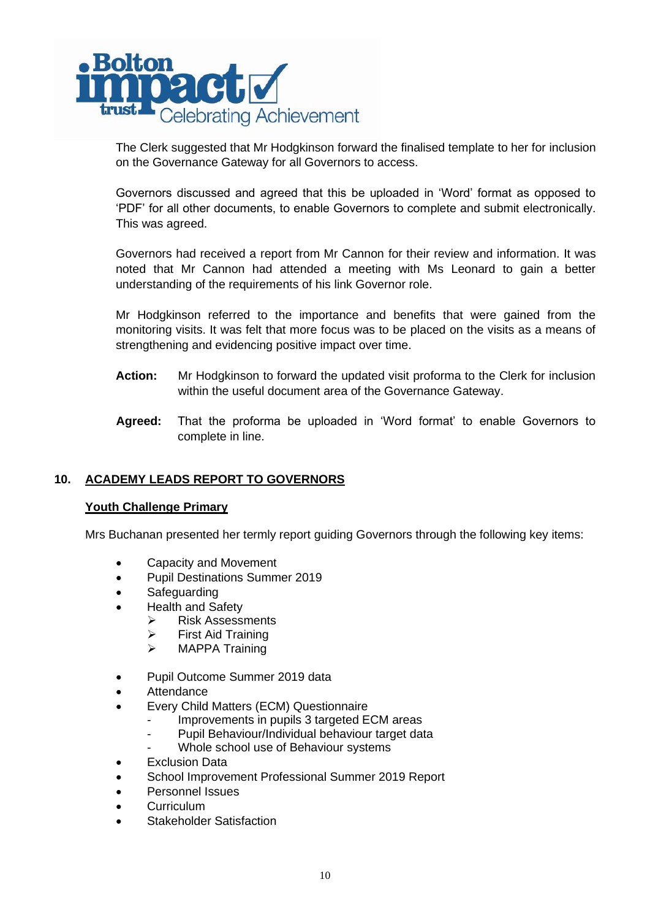The Clerk suggested that Mr Hodgkinson forward the finalised template to her for inclusion on the Governance Gateway for all Governors to access.

Governors discussed and agreed that this be uploaded in 'Word' format as opposed to 'PDF' for all other documents, to enable Governors to complete and submit electronically. This was agreed.

Governors had received a report from Mr Cannon for their review and information. It was noted that Mr Cannon had attended a meeting with Ms Leonard to gain a better understanding of the requirements of his link Governor role.

Mr Hodgkinson referred to the importance and benefits that were gained from the monitoring visits. It was felt that more focus was to be placed on the visits as a means of strengthening and evidencing positive impact over time.

**Action:** Mr Hodgkinson to forward the updated visit proforma to the Clerk for inclusion within the useful document area of the Governance Gateway.

**Agreed:** That the proforma be uploaded in 'Word format' to enable Governors to complete in line.

## 10. ACADEMY LEADS REPORT TO GOVERNORS

### Youth Challenge Primary

Mrs Buchanan presented her termly report guiding Governors through the following key items:

- Capacity and Movement
- Pupil Destinations Summer 2019
- Safeguarding
- Health and Safety
  - Risk Assessments
  - First Aid Training
  - MAPPA Training
- Pupil Outcome Summer 2019 data
- Attendance
- Every Child Matters (ECM) Questionnaire
  - Improvements in pupils 3 targeted ECM areas
  - Pupil Behaviour/Individual behaviour target data
  - Whole school use of Behaviour systems
- Exclusion Data
- School Improvement Professional Summer 2019 Report
- Personnel Issues
- Curriculum
- Stakeholder Satisfaction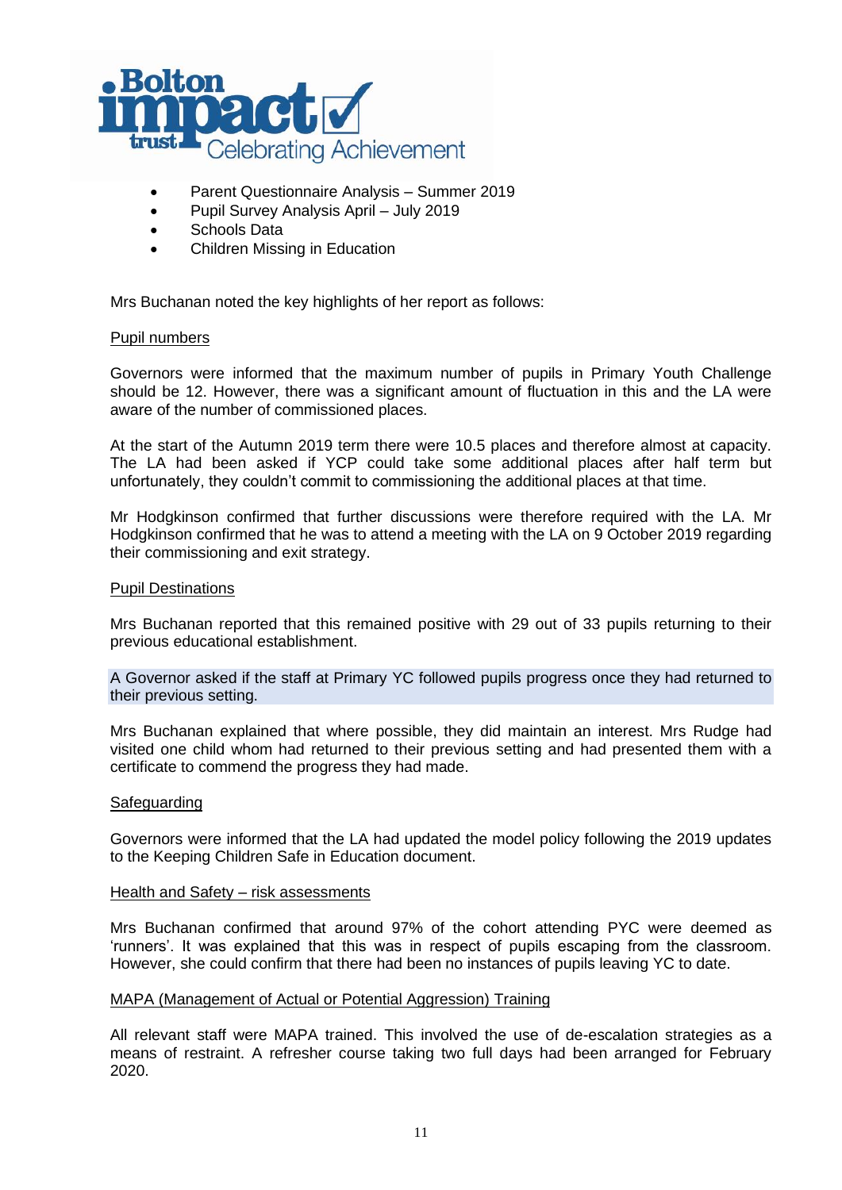- Parent Questionnaire Analysis – Summer 2019
- Pupil Survey Analysis April – July 2019
- Schools Data
- Children Missing in Education

Mrs Buchanan noted the key highlights of her report as follows:

Pupil numbers

Governors were informed that the maximum number of pupils in Primary Youth Challenge should be 12. However, there was a significant amount of fluctuation in this and the LA were aware of the number of commissioned places.

At the start of the Autumn 2019 term there were 10.5 places and therefore almost at capacity. The LA had been asked if YCP could take some additional places after half term but unfortunately, they couldn't commit to commissioning the additional places at that time.

Mr Hodgkinson confirmed that further discussions were therefore required with the LA. Mr Hodgkinson confirmed that he was to attend a meeting with the LA on 9 October 2019 regarding their commissioning and exit strategy.

Pupil Destinations

Mrs Buchanan reported that this remained positive with 29 out of 33 pupils returning to their previous educational establishment.

A Governor asked if the staff at Primary YC followed pupils progress once they had returned to their previous setting.

Mrs Buchanan explained that where possible, they did maintain an interest. Mrs Rudge had visited one child whom had returned to their previous setting and had presented them with a certificate to commend the progress they had made.

Safeguarding

Governors were informed that the LA had updated the model policy following the 2019 updates to the Keeping Children Safe in Education document.

Health and Safety – risk assessments

Mrs Buchanan confirmed that around 97% of the cohort attending PYC were deemed as 'runners'. It was explained that this was in respect of pupils escaping from the classroom. However, she could confirm that there had been no instances of pupils leaving YC to date.

MAPA (Management of Actual or Potential Aggression) Training

All relevant staff were MAPA trained. This involved the use of de-escalation strategies as a means of restraint. A refresher course taking two full days had been arranged for February 2020.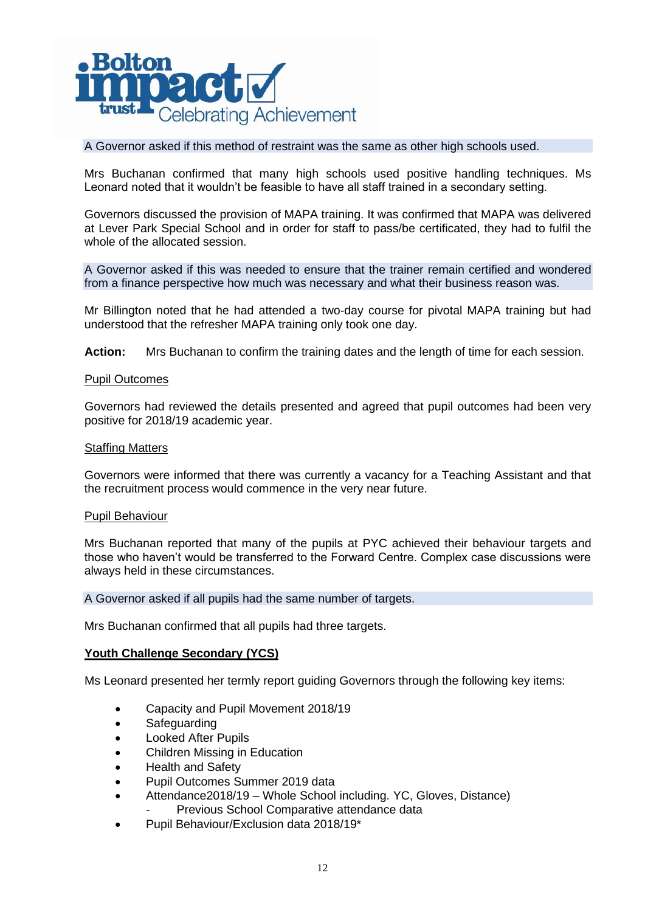A Governor asked if this method of restraint was the same as other high schools used.

Mrs Buchanan confirmed that many high schools used positive handling techniques. Ms Leonard noted that it wouldn't be feasible to have all staff trained in a secondary setting.

Governors discussed the provision of MAPA training. It was confirmed that MAPA was delivered at Lever Park Special School and in order for staff to pass/be certificated, they had to fulfil the whole of the allocated session.

A Governor asked if this was needed to ensure that the trainer remain certified and wondered from a finance perspective how much was necessary and what their business reason was.

Mr Billington noted that he had attended a two-day course for pivotal MAPA training but had understood that the refresher MAPA training only took one day.

**Action:** Mrs Buchanan to confirm the training dates and the length of time for each session.

<u>Pupil Outcomes</u>

Governors had reviewed the details presented and agreed that pupil outcomes had been very positive for 2018/19 academic year.

<u>Staffing Matters</u>

Governors were informed that there was currently a vacancy for a Teaching Assistant and that the recruitment process would commence in the very near future.

<u>Pupil Behaviour</u>

Mrs Buchanan reported that many of the pupils at PYC achieved their behaviour targets and those who haven't would be transferred to the Forward Centre. Complex case discussions were always held in these circumstances.

A Governor asked if all pupils had the same number of targets.

Mrs Buchanan confirmed that all pupils had three targets.

**<u>Youth Challenge Secondary (YCS)</u>**

Ms Leonard presented her termly report guiding Governors through the following key items:

- Capacity and Pupil Movement 2018/19
- Safeguarding
- Looked After Pupils
- Children Missing in Education
- Health and Safety
- Pupil Outcomes Summer 2019 data
- Attendance2018/19 – Whole School including. YC, Gloves, Distance)
  - Previous School Comparative attendance data
- Pupil Behaviour/Exclusion data 2018/19*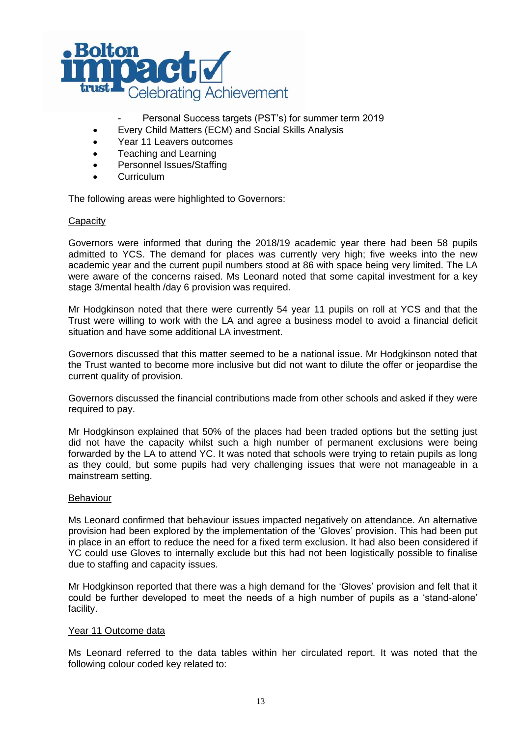- Personal Success targets (PST's) for summer term 2019

- Every Child Matters (ECM) and Social Skills Analysis
- Year 11 Leavers outcomes
- Teaching and Learning
- Personnel Issues/Staffing
- Curriculum

The following areas were highlighted to Governors:

Capacity

Governors were informed that during the 2018/19 academic year there had been 58 pupils admitted to YCS. The demand for places was currently very high; five weeks into the new academic year and the current pupil numbers stood at 86 with space being very limited. The LA were aware of the concerns raised. Ms Leonard noted that some capital investment for a key stage 3/mental health /day 6 provision was required.

Mr Hodgkinson noted that there were currently 54 year 11 pupils on roll at YCS and that the Trust were willing to work with the LA and agree a business model to avoid a financial deficit situation and have some additional LA investment.

Governors discussed that this matter seemed to be a national issue. Mr Hodgkinson noted that the Trust wanted to become more inclusive but did not want to dilute the offer or jeopardise the current quality of provision.

Governors discussed the financial contributions made from other schools and asked if they were required to pay.

Mr Hodgkinson explained that 50% of the places had been traded options but the setting just did not have the capacity whilst such a high number of permanent exclusions were being forwarded by the LA to attend YC. It was noted that schools were trying to retain pupils as long as they could, but some pupils had very challenging issues that were not manageable in a mainstream setting.

Behaviour

Ms Leonard confirmed that behaviour issues impacted negatively on attendance. An alternative provision had been explored by the implementation of the 'Gloves' provision. This had been put in place in an effort to reduce the need for a fixed term exclusion. It had also been considered if YC could use Gloves to internally exclude but this had not been logistically possible to finalise due to staffing and capacity issues.

Mr Hodgkinson reported that there was a high demand for the 'Gloves' provision and felt that it could be further developed to meet the needs of a high number of pupils as a 'stand-alone' facility.

Year 11 Outcome data

Ms Leonard referred to the data tables within her circulated report. It was noted that the following colour coded key related to: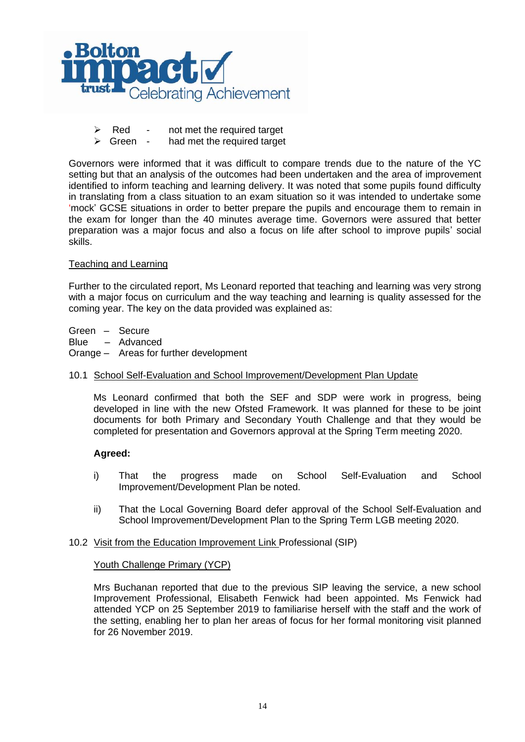- Red - not met the required target
- Green - had met the required target

Governors were informed that it was difficult to compare trends due to the nature of the YC setting but that an analysis of the outcomes had been undertaken and the area of improvement identified to inform teaching and learning delivery. It was noted that some pupils found difficulty in translating from a class situation to an exam situation so it was intended to undertake some 'mock' GCSE situations in order to better prepare the pupils and encourage them to remain in the exam for longer than the 40 minutes average time. Governors were assured that better preparation was a major focus and also a focus on life after school to improve pupils' social skills.

<u>Teaching and Learning</u>

Further to the circulated report, Ms Leonard reported that teaching and learning was very strong with a major focus on curriculum and the way teaching and learning is quality assessed for the coming year. The key on the data provided was explained as:

Green – Secure
Blue – Advanced
Orange – Areas for further development

10.1 <u>School Self-Evaluation and School Improvement/Development Plan Update</u>

Ms Leonard confirmed that both the SEF and SDP were work in progress, being developed in line with the new Ofsted Framework. It was planned for these to be joint documents for both Primary and Secondary Youth Challenge and that they would be completed for presentation and Governors approval at the Spring Term meeting 2020.

**Agreed:**

i) That the progress made on School Self-Evaluation and School Improvement/Development Plan be noted.

ii) That the Local Governing Board defer approval of the School Self-Evaluation and School Improvement/Development Plan to the Spring Term LGB meeting 2020.

10.2 <u>Visit from the Education Improvement Link</u> Professional (SIP)

<u>Youth Challenge Primary (YCP)</u>

Mrs Buchanan reported that due to the previous SIP leaving the service, a new school Improvement Professional, Elisabeth Fenwick had been appointed. Ms Fenwick had attended YCP on 25 September 2019 to familiarise herself with the staff and the work of the setting, enabling her to plan her areas of focus for her formal monitoring visit planned for 26 November 2019.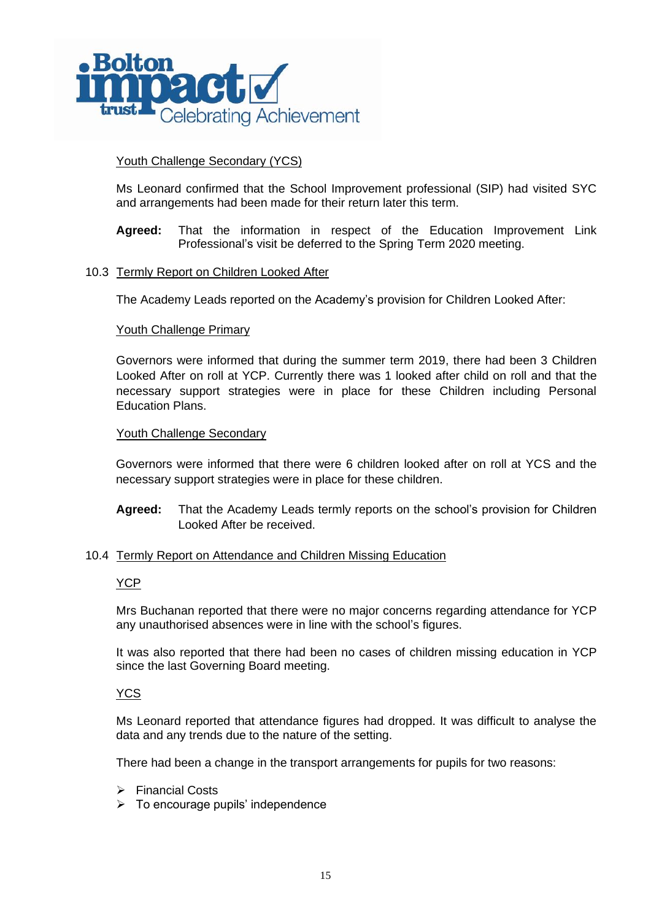Youth Challenge Secondary (YCS)

Ms Leonard confirmed that the School Improvement professional (SIP) had visited SYC and arrangements had been made for their return later this term.

**Agreed:** That the information in respect of the Education Improvement Link Professional's visit be deferred to the Spring Term 2020 meeting.

10.3 Termly Report on Children Looked After

The Academy Leads reported on the Academy's provision for Children Looked After:

Youth Challenge Primary

Governors were informed that during the summer term 2019, there had been 3 Children Looked After on roll at YCP. Currently there was 1 looked after child on roll and that the necessary support strategies were in place for these Children including Personal Education Plans.

Youth Challenge Secondary

Governors were informed that there were 6 children looked after on roll at YCS and the necessary support strategies were in place for these children.

**Agreed:** That the Academy Leads termly reports on the school's provision for Children Looked After be received.

10.4 Termly Report on Attendance and Children Missing Education

YCP

Mrs Buchanan reported that there were no major concerns regarding attendance for YCP any unauthorised absences were in line with the school's figures.

It was also reported that there had been no cases of children missing education in YCP since the last Governing Board meeting.

YCS

Ms Leonard reported that attendance figures had dropped. It was difficult to analyse the data and any trends due to the nature of the setting.

There had been a change in the transport arrangements for pupils for two reasons:

- Financial Costs
- To encourage pupils' independence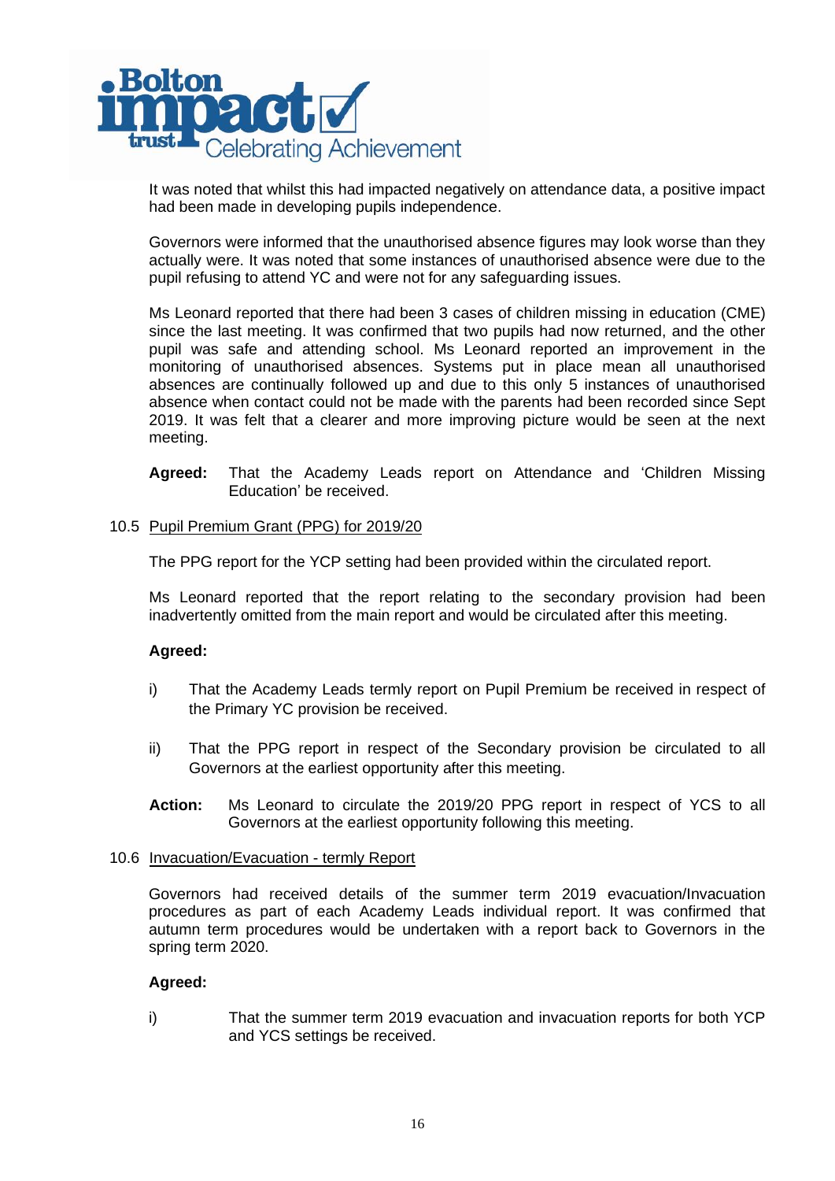It was noted that whilst this had impacted negatively on attendance data, a positive impact had been made in developing pupils independence.

Governors were informed that the unauthorised absence figures may look worse than they actually were. It was noted that some instances of unauthorised absence were due to the pupil refusing to attend YC and were not for any safeguarding issues.

Ms Leonard reported that there had been 3 cases of children missing in education (CME) since the last meeting. It was confirmed that two pupils had now returned, and the other pupil was safe and attending school. Ms Leonard reported an improvement in the monitoring of unauthorised absences. Systems put in place mean all unauthorised absences are continually followed up and due to this only 5 instances of unauthorised absence when contact could not be made with the parents had been recorded since Sept 2019. It was felt that a clearer and more improving picture would be seen at the next meeting.

**Agreed:** That the Academy Leads report on Attendance and 'Children Missing Education' be received.

10.5 Pupil Premium Grant (PPG) for 2019/20

The PPG report for the YCP setting had been provided within the circulated report.

Ms Leonard reported that the report relating to the secondary provision had been inadvertently omitted from the main report and would be circulated after this meeting.

**Agreed:**

i) That the Academy Leads termly report on Pupil Premium be received in respect of the Primary YC provision be received.

ii) That the PPG report in respect of the Secondary provision be circulated to all Governors at the earliest opportunity after this meeting.

**Action:** Ms Leonard to circulate the 2019/20 PPG report in respect of YCS to all Governors at the earliest opportunity following this meeting.

10.6 Invacuation/Evacuation - termly Report

Governors had received details of the summer term 2019 evacuation/Invacuation procedures as part of each Academy Leads individual report. It was confirmed that autumn term procedures would be undertaken with a report back to Governors in the spring term 2020.

**Agreed:**

i) That the summer term 2019 evacuation and invacuation reports for both YCP and YCS settings be received.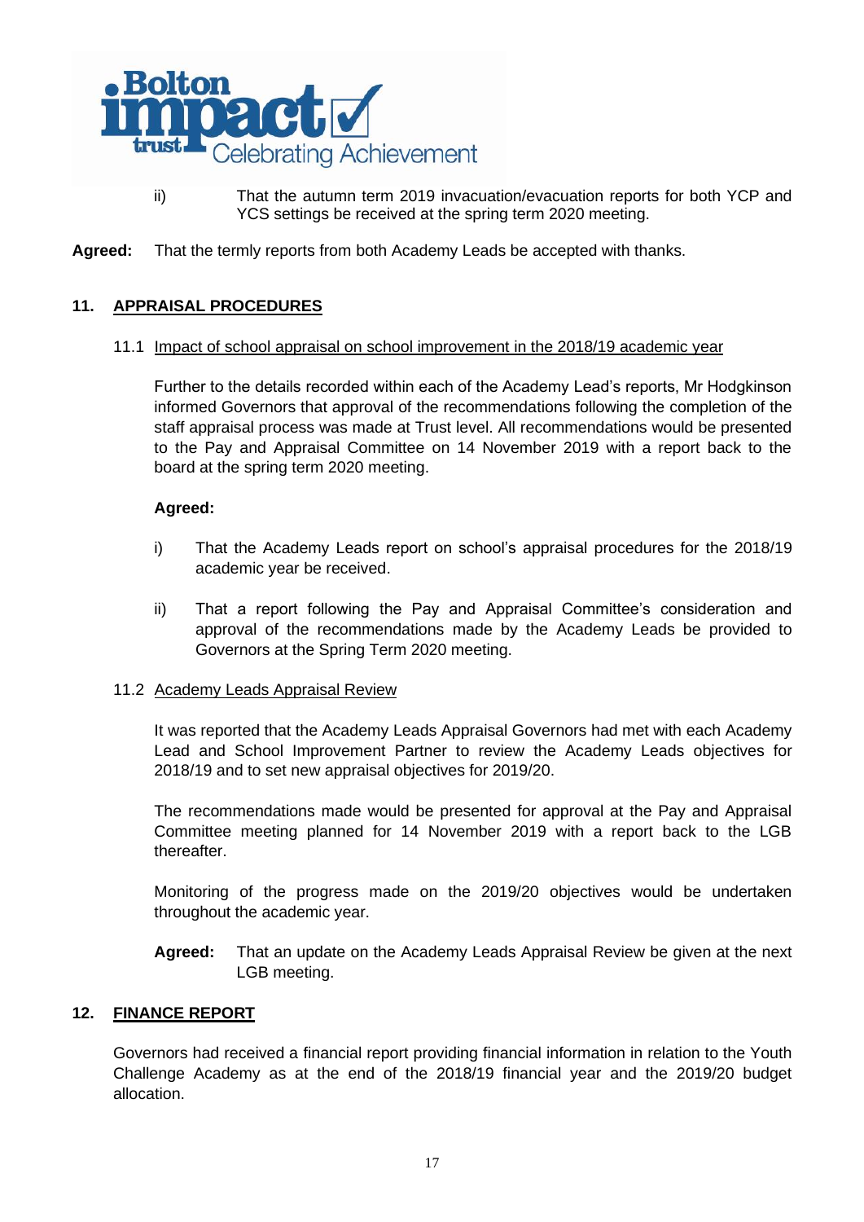ii) That the autumn term 2019 invacuation/evacuation reports for both YCP and YCS settings be received at the spring term 2020 meeting.

**Agreed:** That the termly reports from both Academy Leads be accepted with thanks.

## 11. APPRAISAL PROCEDURES

### 11.1 Impact of school appraisal on school improvement in the 2018/19 academic year

Further to the details recorded within each of the Academy Lead's reports, Mr Hodgkinson informed Governors that approval of the recommendations following the completion of the staff appraisal process was made at Trust level. All recommendations would be presented to the Pay and Appraisal Committee on 14 November 2019 with a report back to the board at the spring term 2020 meeting.

**Agreed:**

i) That the Academy Leads report on school's appraisal procedures for the 2018/19 academic year be received.

ii) That a report following the Pay and Appraisal Committee's consideration and approval of the recommendations made by the Academy Leads be provided to Governors at the Spring Term 2020 meeting.

### 11.2 Academy Leads Appraisal Review

It was reported that the Academy Leads Appraisal Governors had met with each Academy Lead and School Improvement Partner to review the Academy Leads objectives for 2018/19 and to set new appraisal objectives for 2019/20.

The recommendations made would be presented for approval at the Pay and Appraisal Committee meeting planned for 14 November 2019 with a report back to the LGB thereafter.

Monitoring of the progress made on the 2019/20 objectives would be undertaken throughout the academic year.

**Agreed:** That an update on the Academy Leads Appraisal Review be given at the next LGB meeting.

## 12. FINANCE REPORT

Governors had received a financial report providing financial information in relation to the Youth Challenge Academy as at the end of the 2018/19 financial year and the 2019/20 budget allocation.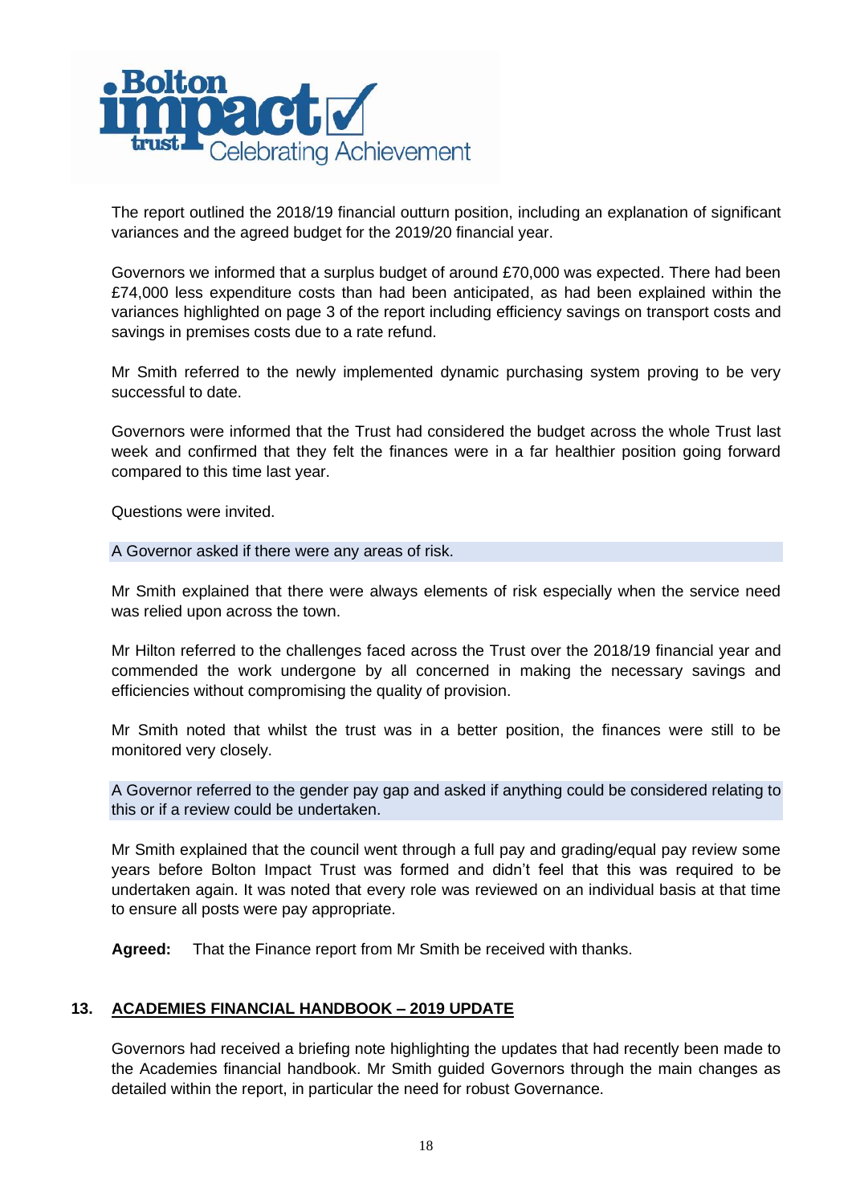The report outlined the 2018/19 financial outturn position, including an explanation of significant variances and the agreed budget for the 2019/20 financial year.

Governors we informed that a surplus budget of around £70,000 was expected. There had been £74,000 less expenditure costs than had been anticipated, as had been explained within the variances highlighted on page 3 of the report including efficiency savings on transport costs and savings in premises costs due to a rate refund.

Mr Smith referred to the newly implemented dynamic purchasing system proving to be very successful to date.

Governors were informed that the Trust had considered the budget across the whole Trust last week and confirmed that they felt the finances were in a far healthier position going forward compared to this time last year.

Questions were invited.

A Governor asked if there were any areas of risk.

Mr Smith explained that there were always elements of risk especially when the service need was relied upon across the town.

Mr Hilton referred to the challenges faced across the Trust over the 2018/19 financial year and commended the work undergone by all concerned in making the necessary savings and efficiencies without compromising the quality of provision.

Mr Smith noted that whilst the trust was in a better position, the finances were still to be monitored very closely.

A Governor referred to the gender pay gap and asked if anything could be considered relating to this or if a review could be undertaken.

Mr Smith explained that the council went through a full pay and grading/equal pay review some years before Bolton Impact Trust was formed and didn't feel that this was required to be undertaken again. It was noted that every role was reviewed on an individual basis at that time to ensure all posts were pay appropriate.

**Agreed:** That the Finance report from Mr Smith be received with thanks.

## 13. ACADEMIES FINANCIAL HANDBOOK – 2019 UPDATE

Governors had received a briefing note highlighting the updates that had recently been made to the Academies financial handbook. Mr Smith guided Governors through the main changes as detailed within the report, in particular the need for robust Governance.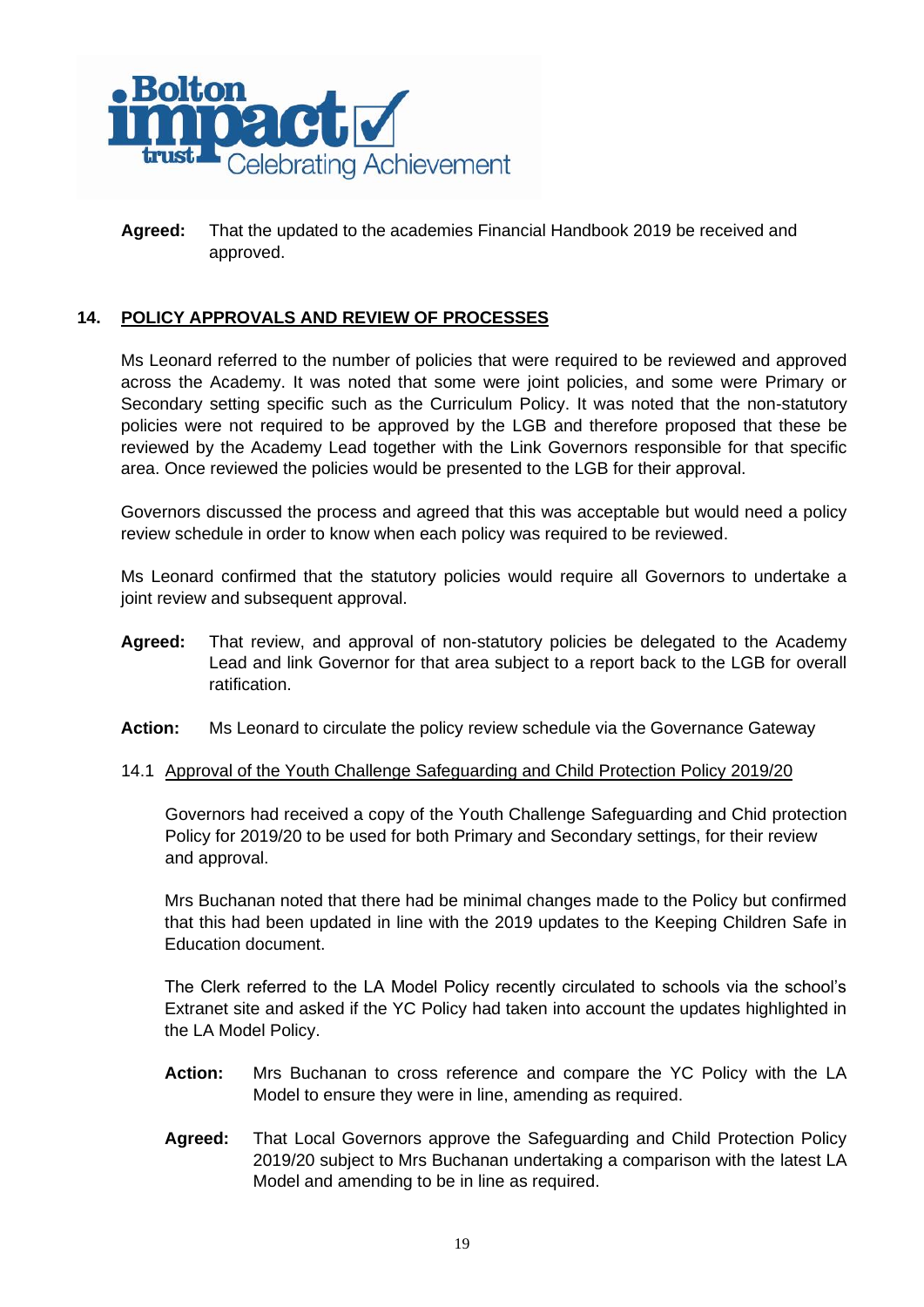**Agreed:** That the updated to the academies Financial Handbook 2019 be received and approved.

## 14. POLICY APPROVALS AND REVIEW OF PROCESSES

Ms Leonard referred to the number of policies that were required to be reviewed and approved across the Academy. It was noted that some were joint policies, and some were Primary or Secondary setting specific such as the Curriculum Policy. It was noted that the non-statutory policies were not required to be approved by the LGB and therefore proposed that these be reviewed by the Academy Lead together with the Link Governors responsible for that specific area. Once reviewed the policies would be presented to the LGB for their approval.

Governors discussed the process and agreed that this was acceptable but would need a policy review schedule in order to know when each policy was required to be reviewed.

Ms Leonard confirmed that the statutory policies would require all Governors to undertake a joint review and subsequent approval.

**Agreed:** That review, and approval of non-statutory policies be delegated to the Academy Lead and link Governor for that area subject to a report back to the LGB for overall ratification.

**Action:** Ms Leonard to circulate the policy review schedule via the Governance Gateway

### 14.1 Approval of the Youth Challenge Safeguarding and Child Protection Policy 2019/20

Governors had received a copy of the Youth Challenge Safeguarding and Chid protection Policy for 2019/20 to be used for both Primary and Secondary settings, for their review and approval.

Mrs Buchanan noted that there had be minimal changes made to the Policy but confirmed that this had been updated in line with the 2019 updates to the Keeping Children Safe in Education document.

The Clerk referred to the LA Model Policy recently circulated to schools via the school's Extranet site and asked if the YC Policy had taken into account the updates highlighted in the LA Model Policy.

**Action:** Mrs Buchanan to cross reference and compare the YC Policy with the LA Model to ensure they were in line, amending as required.

**Agreed:** That Local Governors approve the Safeguarding and Child Protection Policy 2019/20 subject to Mrs Buchanan undertaking a comparison with the latest LA Model and amending to be in line as required.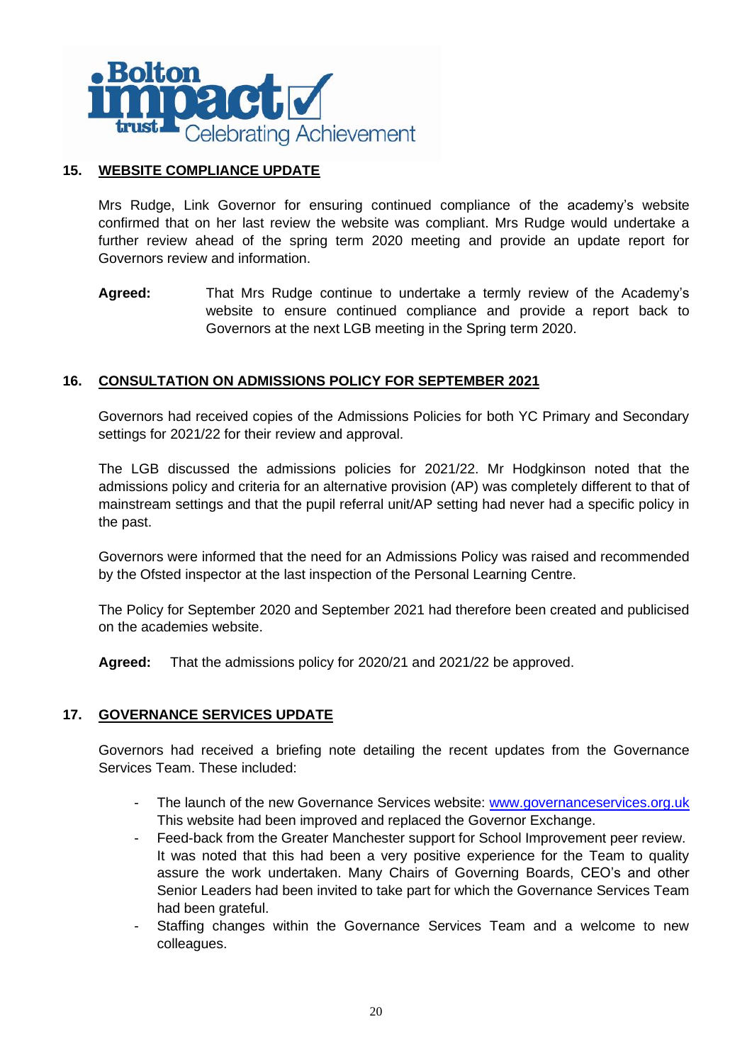**Bolton impact trust** Celebrating Achievement

## 15. WEBSITE COMPLIANCE UPDATE

Mrs Rudge, Link Governor for ensuring continued compliance of the academy's website confirmed that on her last review the website was compliant. Mrs Rudge would undertake a further review ahead of the spring term 2020 meeting and provide an update report for Governors review and information.

**Agreed:** That Mrs Rudge continue to undertake a termly review of the Academy's website to ensure continued compliance and provide a report back to Governors at the next LGB meeting in the Spring term 2020.

## 16. CONSULTATION ON ADMISSIONS POLICY FOR SEPTEMBER 2021

Governors had received copies of the Admissions Policies for both YC Primary and Secondary settings for 2021/22 for their review and approval.

The LGB discussed the admissions policies for 2021/22. Mr Hodgkinson noted that the admissions policy and criteria for an alternative provision (AP) was completely different to that of mainstream settings and that the pupil referral unit/AP setting had never had a specific policy in the past.

Governors were informed that the need for an Admissions Policy was raised and recommended by the Ofsted inspector at the last inspection of the Personal Learning Centre.

The Policy for September 2020 and September 2021 had therefore been created and publicised on the academies website.

**Agreed:** That the admissions policy for 2020/21 and 2021/22 be approved.

## 17. GOVERNANCE SERVICES UPDATE

Governors had received a briefing note detailing the recent updates from the Governance Services Team. These included:

- The launch of the new Governance Services website: www.governanceservices.org.uk This website had been improved and replaced the Governor Exchange.
- Feed-back from the Greater Manchester support for School Improvement peer review. It was noted that this had been a very positive experience for the Team to quality assure the work undertaken. Many Chairs of Governing Boards, CEO's and other Senior Leaders had been invited to take part for which the Governance Services Team had been grateful.
- Staffing changes within the Governance Services Team and a welcome to new colleagues.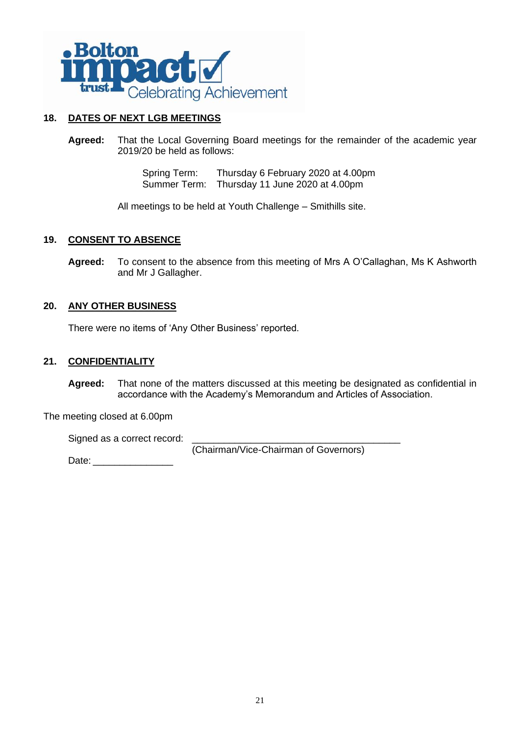Bolton impact trust Celebrating Achievement

## 18. DATES OF NEXT LGB MEETINGS

**Agreed:** That the Local Governing Board meetings for the remainder of the academic year 2019/20 be held as follows:

Spring Term: Thursday 6 February 2020 at 4.00pm
Summer Term: Thursday 11 June 2020 at 4.00pm

All meetings to be held at Youth Challenge – Smithills site.

## 19. CONSENT TO ABSENCE

**Agreed:** To consent to the absence from this meeting of Mrs A O'Callaghan, Ms K Ashworth and Mr J Gallagher.

## 20. ANY OTHER BUSINESS

There were no items of 'Any Other Business' reported.

## 21. CONFIDENTIALITY

**Agreed:** That none of the matters discussed at this meeting be designated as confidential in accordance with the Academy's Memorandum and Articles of Association.

The meeting closed at 6.00pm

Signed as a correct record: ________________________________________
(Chairman/Vice-Chairman of Governors)

Date: _______________